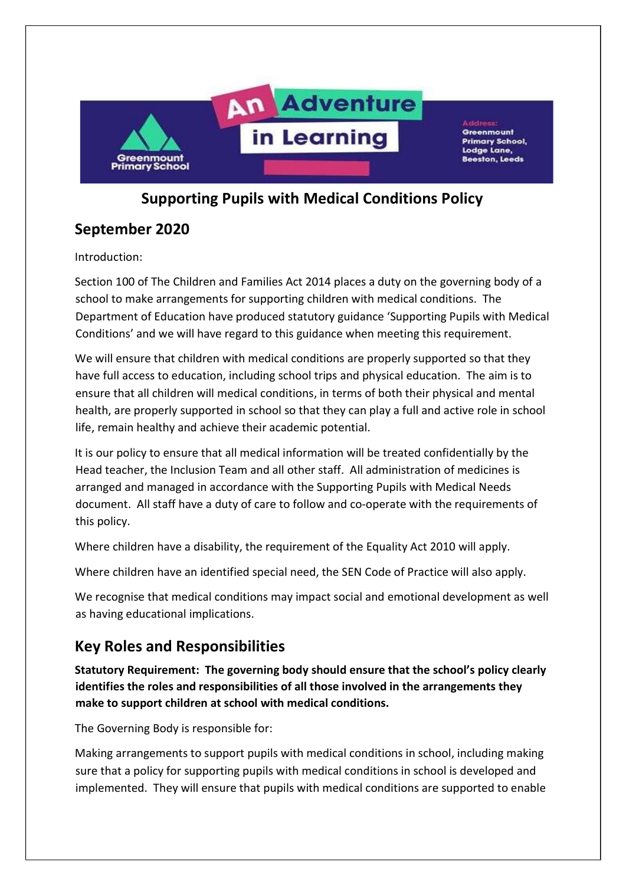# Supporting Pupils with Medical Conditions Policy

## September 2020

Introduction:

Section 100 of The Children and Families Act 2014 places a duty on the governing body of a school to make arrangements for supporting children with medical conditions. The Department of Education have produced statutory guidance 'Supporting Pupils with Medical Conditions' and we will have regard to this guidance when meeting this requirement.

We will ensure that children with medical conditions are properly supported so that they have full access to education, including school trips and physical education. The aim is to ensure that all children will medical conditions, in terms of both their physical and mental health, are properly supported in school so that they can play a full and active role in school life, remain healthy and achieve their academic potential.

It is our policy to ensure that all medical information will be treated confidentially by the Head teacher, the Inclusion Team and all other staff. All administration of medicines is arranged and managed in accordance with the Supporting Pupils with Medical Needs document. All staff have a duty of care to follow and co-operate with the requirements of this policy.

Where children have a disability, the requirement of the Equality Act 2010 will apply.

Where children have an identified special need, the SEN Code of Practice will also apply.

We recognise that medical conditions may impact social and emotional development as well as having educational implications.

## Key Roles and Responsibilities

**Statutory Requirement: The governing body should ensure that the school's policy clearly identifies the roles and responsibilities of all those involved in the arrangements they make to support children at school with medical conditions.**

The Governing Body is responsible for:

Making arrangements to support pupils with medical conditions in school, including making sure that a policy for supporting pupils with medical conditions in school is developed and implemented. They will ensure that pupils with medical conditions are supported to enable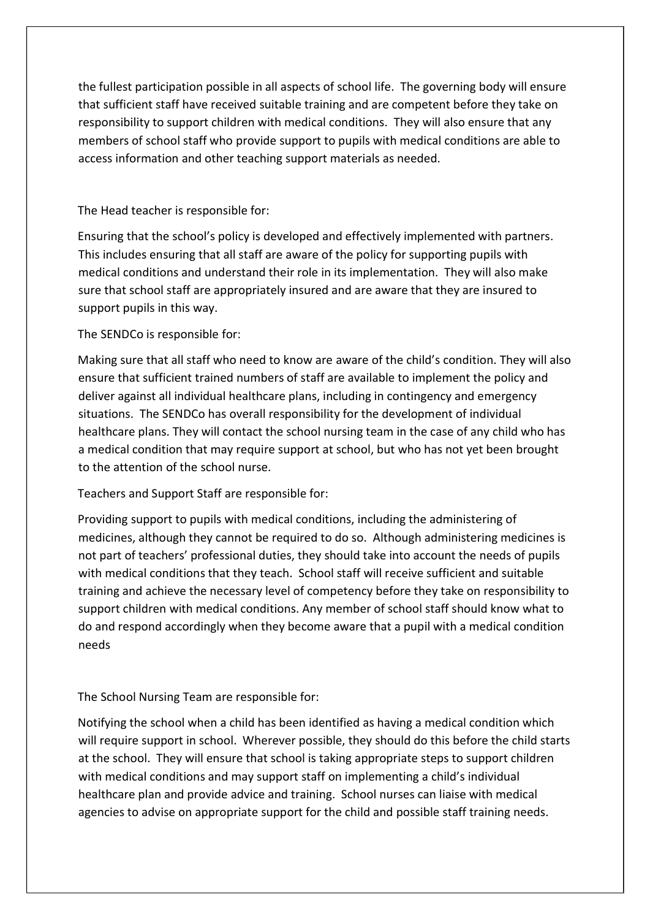the fullest participation possible in all aspects of school life. The governing body will ensure that sufficient staff have received suitable training and are competent before they take on responsibility to support children with medical conditions. They will also ensure that any members of school staff who provide support to pupils with medical conditions are able to access information and other teaching support materials as needed.

The Head teacher is responsible for:

Ensuring that the school's policy is developed and effectively implemented with partners. This includes ensuring that all staff are aware of the policy for supporting pupils with medical conditions and understand their role in its implementation. They will also make sure that school staff are appropriately insured and are aware that they are insured to support pupils in this way.

The SENDCo is responsible for:

Making sure that all staff who need to know are aware of the child's condition. They will also ensure that sufficient trained numbers of staff are available to implement the policy and deliver against all individual healthcare plans, including in contingency and emergency situations. The SENDCo has overall responsibility for the development of individual healthcare plans. They will contact the school nursing team in the case of any child who has a medical condition that may require support at school, but who has not yet been brought to the attention of the school nurse.

Teachers and Support Staff are responsible for:

Providing support to pupils with medical conditions, including the administering of medicines, although they cannot be required to do so. Although administering medicines is not part of teachers' professional duties, they should take into account the needs of pupils with medical conditions that they teach. School staff will receive sufficient and suitable training and achieve the necessary level of competency before they take on responsibility to support children with medical conditions. Any member of school staff should know what to do and respond accordingly when they become aware that a pupil with a medical condition needs

The School Nursing Team are responsible for:

Notifying the school when a child has been identified as having a medical condition which will require support in school. Wherever possible, they should do this before the child starts at the school. They will ensure that school is taking appropriate steps to support children with medical conditions and may support staff on implementing a child's individual healthcare plan and provide advice and training. School nurses can liaise with medical agencies to advise on appropriate support for the child and possible staff training needs.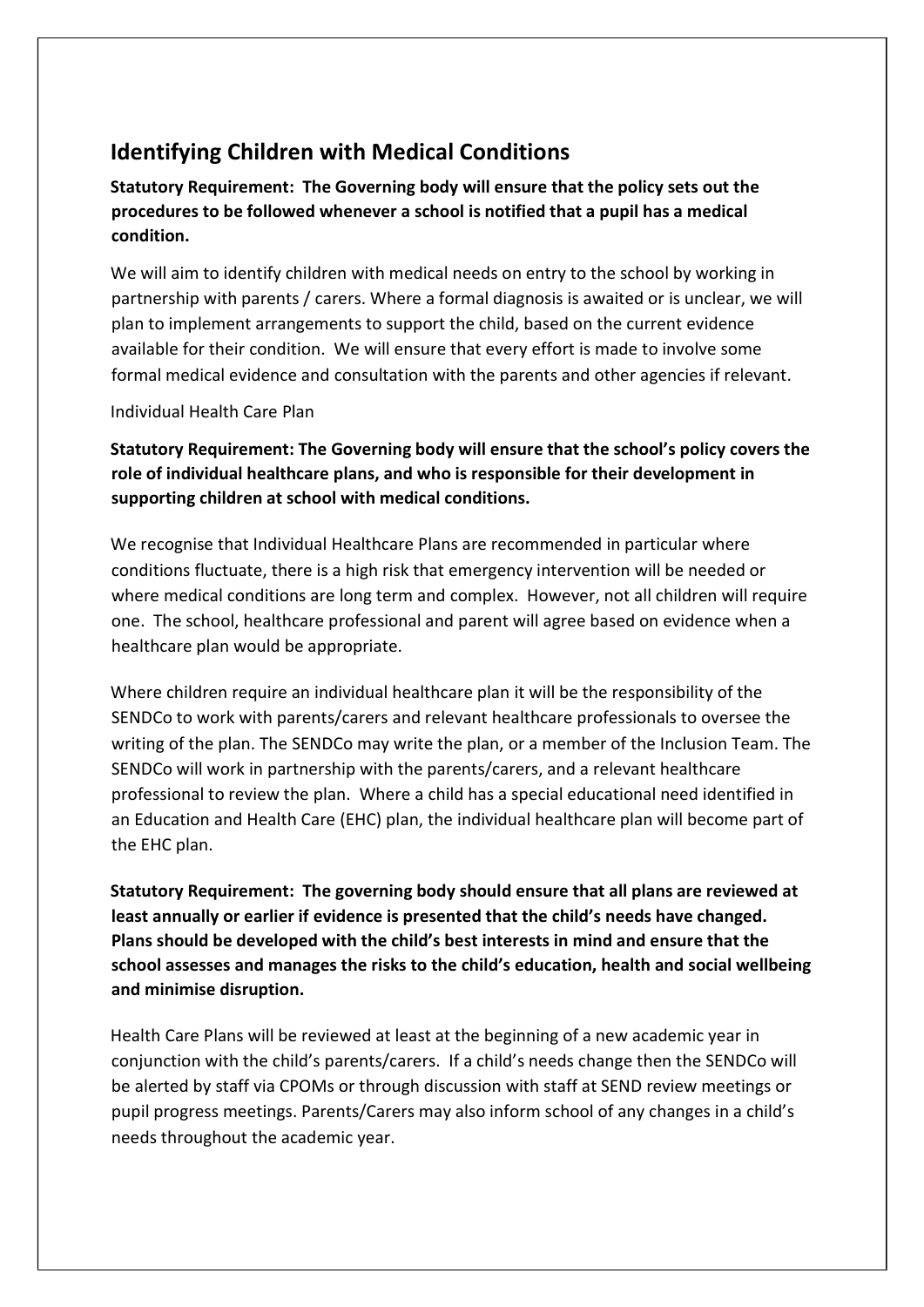## Identifying Children with Medical Conditions

**Statutory Requirement: The Governing body will ensure that the policy sets out the procedures to be followed whenever a school is notified that a pupil has a medical condition.**

We will aim to identify children with medical needs on entry to the school by working in partnership with parents / carers. Where a formal diagnosis is awaited or is unclear, we will plan to implement arrangements to support the child, based on the current evidence available for their condition. We will ensure that every effort is made to involve some formal medical evidence and consultation with the parents and other agencies if relevant.

Individual Health Care Plan

**Statutory Requirement: The Governing body will ensure that the school's policy covers the role of individual healthcare plans, and who is responsible for their development in supporting children at school with medical conditions.**

We recognise that Individual Healthcare Plans are recommended in particular where conditions fluctuate, there is a high risk that emergency intervention will be needed or where medical conditions are long term and complex. However, not all children will require one. The school, healthcare professional and parent will agree based on evidence when a healthcare plan would be appropriate.

Where children require an individual healthcare plan it will be the responsibility of the SENDCo to work with parents/carers and relevant healthcare professionals to oversee the writing of the plan. The SENDCo may write the plan, or a member of the Inclusion Team. The SENDCo will work in partnership with the parents/carers, and a relevant healthcare professional to review the plan. Where a child has a special educational need identified in an Education and Health Care (EHC) plan, the individual healthcare plan will become part of the EHC plan.

**Statutory Requirement: The governing body should ensure that all plans are reviewed at least annually or earlier if evidence is presented that the child's needs have changed. Plans should be developed with the child's best interests in mind and ensure that the school assesses and manages the risks to the child's education, health and social wellbeing and minimise disruption.**

Health Care Plans will be reviewed at least at the beginning of a new academic year in conjunction with the child's parents/carers. If a child's needs change then the SENDCo will be alerted by staff via CPOMs or through discussion with staff at SEND review meetings or pupil progress meetings. Parents/Carers may also inform school of any changes in a child's needs throughout the academic year.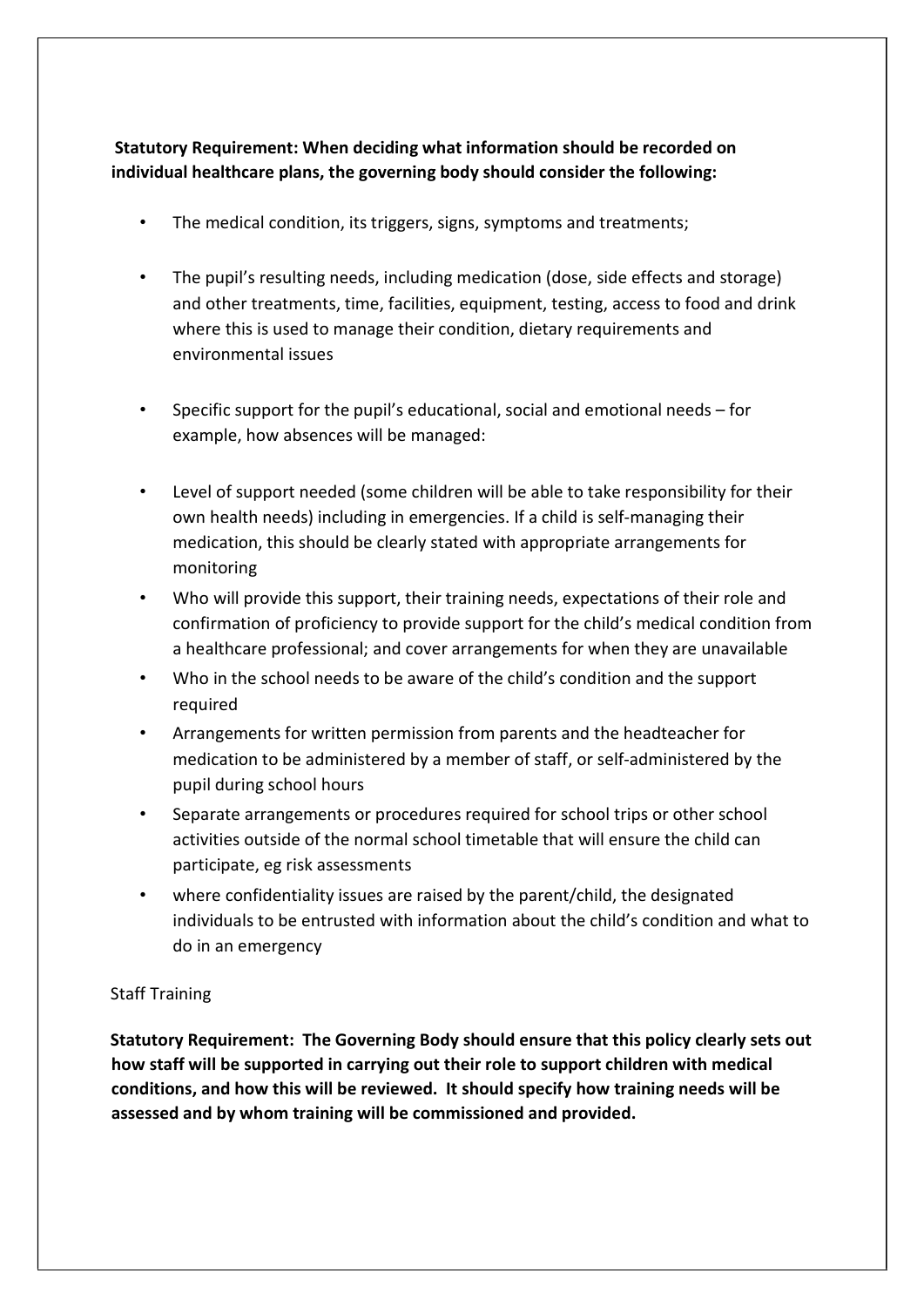**Statutory Requirement: When deciding what information should be recorded on individual healthcare plans, the governing body should consider the following:**

- The medical condition, its triggers, signs, symptoms and treatments;
- The pupil's resulting needs, including medication (dose, side effects and storage) and other treatments, time, facilities, equipment, testing, access to food and drink where this is used to manage their condition, dietary requirements and environmental issues
- Specific support for the pupil's educational, social and emotional needs – for example, how absences will be managed:
- Level of support needed (some children will be able to take responsibility for their own health needs) including in emergencies. If a child is self-managing their medication, this should be clearly stated with appropriate arrangements for monitoring
- Who will provide this support, their training needs, expectations of their role and confirmation of proficiency to provide support for the child's medical condition from a healthcare professional; and cover arrangements for when they are unavailable
- Who in the school needs to be aware of the child's condition and the support required
- Arrangements for written permission from parents and the headteacher for medication to be administered by a member of staff, or self-administered by the pupil during school hours
- Separate arrangements or procedures required for school trips or other school activities outside of the normal school timetable that will ensure the child can participate, eg risk assessments
- where confidentiality issues are raised by the parent/child, the designated individuals to be entrusted with information about the child's condition and what to do in an emergency

Staff Training

**Statutory Requirement: The Governing Body should ensure that this policy clearly sets out how staff will be supported in carrying out their role to support children with medical conditions, and how this will be reviewed. It should specify how training needs will be assessed and by whom training will be commissioned and provided.**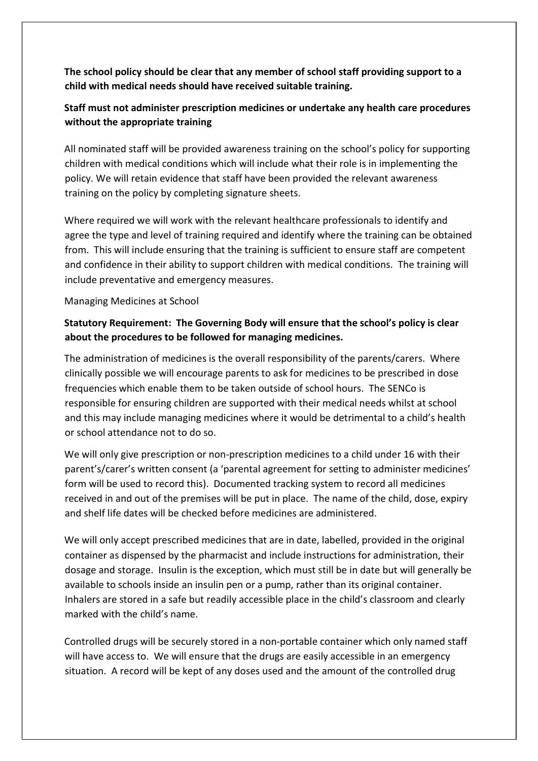**The school policy should be clear that any member of school staff providing support to a child with medical needs should have received suitable training.**

**Staff must not administer prescription medicines or undertake any health care procedures without the appropriate training**

All nominated staff will be provided awareness training on the school's policy for supporting children with medical conditions which will include what their role is in implementing the policy. We will retain evidence that staff have been provided the relevant awareness training on the policy by completing signature sheets.

Where required we will work with the relevant healthcare professionals to identify and agree the type and level of training required and identify where the training can be obtained from. This will include ensuring that the training is sufficient to ensure staff are competent and confidence in their ability to support children with medical conditions. The training will include preventative and emergency measures.

Managing Medicines at School

**Statutory Requirement: The Governing Body will ensure that the school's policy is clear about the procedures to be followed for managing medicines.**

The administration of medicines is the overall responsibility of the parents/carers. Where clinically possible we will encourage parents to ask for medicines to be prescribed in dose frequencies which enable them to be taken outside of school hours. The SENCo is responsible for ensuring children are supported with their medical needs whilst at school and this may include managing medicines where it would be detrimental to a child's health or school attendance not to do so.

We will only give prescription or non-prescription medicines to a child under 16 with their parent's/carer's written consent (a 'parental agreement for setting to administer medicines' form will be used to record this). Documented tracking system to record all medicines received in and out of the premises will be put in place. The name of the child, dose, expiry and shelf life dates will be checked before medicines are administered.

We will only accept prescribed medicines that are in date, labelled, provided in the original container as dispensed by the pharmacist and include instructions for administration, their dosage and storage. Insulin is the exception, which must still be in date but will generally be available to schools inside an insulin pen or a pump, rather than its original container. Inhalers are stored in a safe but readily accessible place in the child's classroom and clearly marked with the child's name.

Controlled drugs will be securely stored in a non-portable container which only named staff will have access to. We will ensure that the drugs are easily accessible in an emergency situation. A record will be kept of any doses used and the amount of the controlled drug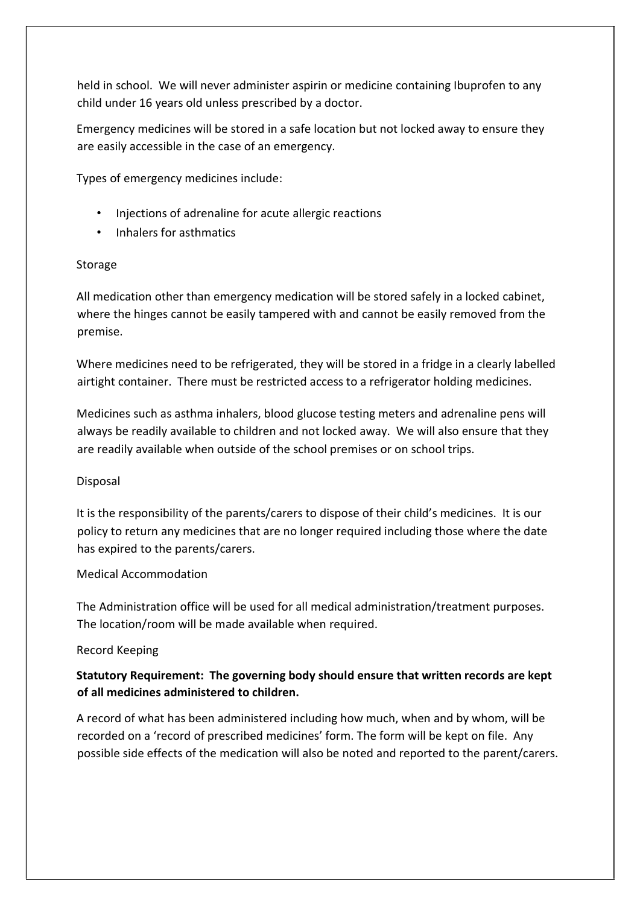held in school. We will never administer aspirin or medicine containing Ibuprofen to any child under 16 years old unless prescribed by a doctor.

Emergency medicines will be stored in a safe location but not locked away to ensure they are easily accessible in the case of an emergency.

Types of emergency medicines include:

- Injections of adrenaline for acute allergic reactions
- Inhalers for asthmatics

Storage

All medication other than emergency medication will be stored safely in a locked cabinet, where the hinges cannot be easily tampered with and cannot be easily removed from the premise.

Where medicines need to be refrigerated, they will be stored in a fridge in a clearly labelled airtight container. There must be restricted access to a refrigerator holding medicines.

Medicines such as asthma inhalers, blood glucose testing meters and adrenaline pens will always be readily available to children and not locked away. We will also ensure that they are readily available when outside of the school premises or on school trips.

Disposal

It is the responsibility of the parents/carers to dispose of their child's medicines. It is our policy to return any medicines that are no longer required including those where the date has expired to the parents/carers.

Medical Accommodation

The Administration office will be used for all medical administration/treatment purposes. The location/room will be made available when required.

Record Keeping

**Statutory Requirement: The governing body should ensure that written records are kept of all medicines administered to children.**

A record of what has been administered including how much, when and by whom, will be recorded on a 'record of prescribed medicines' form. The form will be kept on file. Any possible side effects of the medication will also be noted and reported to the parent/carers.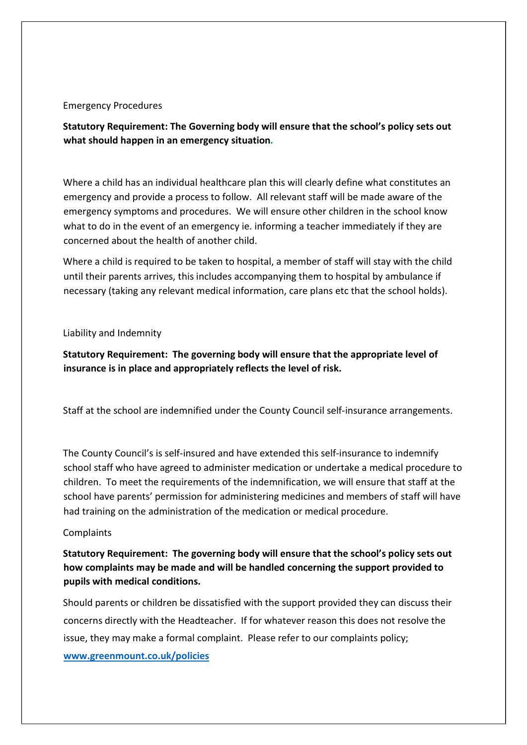## Emergency Procedures

**Statutory Requirement: The Governing body will ensure that the school's policy sets out what should happen in an emergency situation.**

Where a child has an individual healthcare plan this will clearly define what constitutes an emergency and provide a process to follow. All relevant staff will be made aware of the emergency symptoms and procedures. We will ensure other children in the school know what to do in the event of an emergency ie. informing a teacher immediately if they are concerned about the health of another child.

Where a child is required to be taken to hospital, a member of staff will stay with the child until their parents arrives, this includes accompanying them to hospital by ambulance if necessary (taking any relevant medical information, care plans etc that the school holds).

## Liability and Indemnity

**Statutory Requirement: The governing body will ensure that the appropriate level of insurance is in place and appropriately reflects the level of risk.**

Staff at the school are indemnified under the County Council self-insurance arrangements.

The County Council's is self-insured and have extended this self-insurance to indemnify school staff who have agreed to administer medication or undertake a medical procedure to children. To meet the requirements of the indemnification, we will ensure that staff at the school have parents' permission for administering medicines and members of staff will have had training on the administration of the medication or medical procedure.

## Complaints

**Statutory Requirement: The governing body will ensure that the school's policy sets out how complaints may be made and will be handled concerning the support provided to pupils with medical conditions.**

Should parents or children be dissatisfied with the support provided they can discuss their concerns directly with the Headteacher. If for whatever reason this does not resolve the issue, they may make a formal complaint. Please refer to our complaints policy;

www.greenmount.co.uk/policies